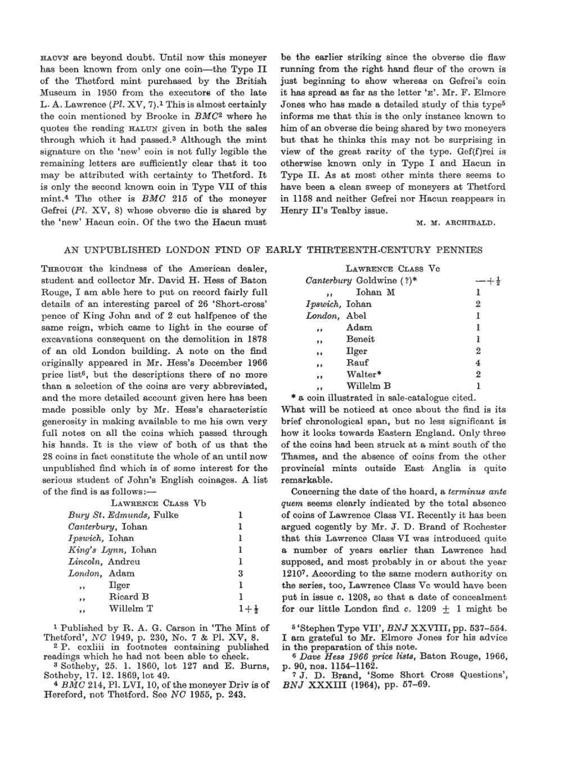HACVN are beyond doubt. Until now this moneyer has been known from only one coin—the Type II of the Thetford mint purchased by the British Museum in 1950 from the executors of the late L. A. Lawrence (*Pl.* XV, 7).[1] This is almost certainly the coin mentioned by Brooke in *BMC*[2] where he quotes the reading HALUN given in both the sales through which it had passed.[3] Although the mint signature on the 'new' coin is not fully legible the remaining letters are sufficiently clear that it too may be attributed with certainty to Thetford. It is only the second known coin in Type VII of this mint.[4] The other is *BMC* 215 of the moneyer Gefrei (*Pl.* XV, 8) whose obverse die is shared by the 'new' Hacun coin. Of the two the Hacun must be the earlier striking since the obverse die flaw running from the right hand fleur of the crown is just beginning to show whereas on Gefrei's coin it has spread as far as the letter 'E'. Mr. F. Elmore Jones who has made a detailed study of this type[5] informs me that this is the only instance known to him of an obverse die being shared by two moneyers but that he thinks this may not be surprising in view of the great rarity of the type. Gef(f)rei is otherwise known only in Type I and Hacun in Type II. As at most other mints there seems to have been a clean sweep of moneyers at Thetford in 1158 and neither Gefrei nor Hacun reappears in Henry II's Tealby issue.

M. M. ARCHIBALD.

[1] Published by R. A. G. Carson in 'The Mint of Thetford', *NC* 1949, p. 230, No. 7 & Pl. XV, 8.

[2] P. ccxliii in footnotes containing published readings which he had not been able to check.

[3] Sotheby, 25. 1. 1860, lot 127 and E. Burns, Sotheby, 17. 12. 1869, lot 49.

[4] *BMC* 214, Pl. LVI, 10, of the moneyer Driv is of Hereford, not Thetford. See *NC* 1955, p. 243.

[5] 'Stephen Type VII', *BNJ* XXVIII, pp. 537–554. I am grateful to Mr. Elmore Jones for his advice in the preparation of this note.

## AN UNPUBLISHED LONDON FIND OF EARLY THIRTEENTH-CENTURY PENNIES

THROUGH the kindness of the American dealer, student and collector Mr. David H. Hess of Baton Rouge, I am able here to put on record fairly full details of an interesting parcel of 26 'Short-cross' pence of King John and of 2 cut halfpence of the same reign, which came to light in the course of excavations consequent on the demolition in 1878 of an old London building. A note on the find originally appeared in Mr. Hess's December 1966 price list[6], but the descriptions there of no more than a selection of the coins are very abbreviated, and the more detailed account given here has been made possible only by Mr. Hess's characteristic generosity in making available to me his own very full notes on all the coins which passed through his hands. It is the view of both of us that the 28 coins in fact constitute the whole of an until now unpublished find which is of some interest for the serious student of John's English coinages. A list of the find is as follows:—

| LAWRENCE CLASS Vb | | |
|---|---|---|
| *Bury St. Edmunds,* | Fulke | 1 |
| *Canterbury,* | Iohan | 1 |
| *Ipswich,* | Iohan | 1 |
| *King's Lynn,* | Iohan | 1 |
| *Lincoln,* | Andreu | 1 |
| *London,* | Adam | 3 |
| ,, | Ilger | 1 |
| ,, | Ricard B | 1 |
| ,, | Willelm T | 1+½ |

| LAWRENCE CLASS Vc | | |
|---|---|---|
| *Canterbury* | Goldwine (?)* | —+½ |
| ,, | Iohan M | 1 |
| *Ipswich,* | Iohan | 2 |
| *London,* | Abel | 1 |
| ,, | Adam | 1 |
| ,, | Beneit | 1 |
| ,, | Ilger | 2 |
| ,, | Rauf | 4 |
| ,, | Walter* | 2 |
| ,, | Willelm B | 1 |

\* a coin illustrated in sale-catalogue cited.

What will be noticed at once about the find is its brief chronological span, but no less significant is how it looks towards Eastern England. Only three of the coins had been struck at a mint south of the Thames, and the absence of coins from the other provincial mints outside East Anglia is quite remarkable.

Concerning the date of the hoard, a *terminus ante quem* seems clearly indicated by the total absence of coins of Lawrence Class VI. Recently it has been argued cogently by Mr. J. D. Brand of Rochester that this Lawrence Class VI was introduced quite a number of years earlier than Lawrence had supposed, and most probably in or about the year 1210[7]. According to the same modern authority on the series, too, Lawrence Class Vc would have been put in issue *c.* 1208, so that a date of concealment for our little London find *c.* 1209 ± 1 might be

[6] *Dave Hess 1966 price lists*, Baton Rouge, 1966, p. 90, nos. 1154–1162.

[7] J. D. Brand, 'Some Short Cross Questions', *BNJ* XXXIII (1964), pp. 57–69.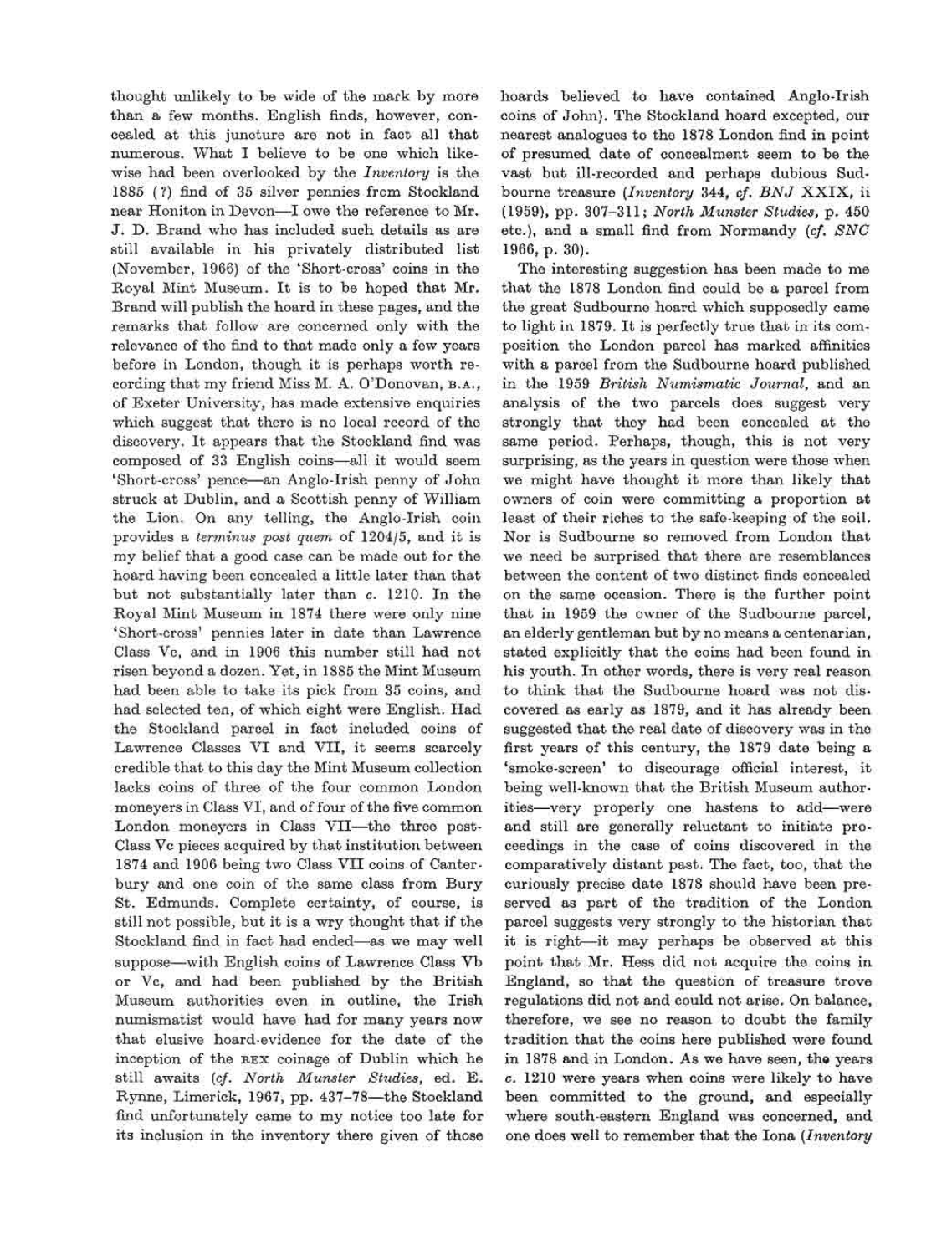thought unlikely to be wide of the mark by more than a few months. English finds, however, concealed at this juncture are not in fact all that numerous. What I believe to be one which likewise had been overlooked by the *Inventory* is the 1885 (?) find of 35 silver pennies from Stockland near Honiton in Devon—I owe the reference to Mr. J. D. Brand who has included such details as are still available in his privately distributed list (November, 1966) of the 'Short-cross' coins in the Royal Mint Museum. It is to be hoped that Mr. Brand will publish the hoard in these pages, and the remarks that follow are concerned only with the relevance of the find to that made only a few years before in London, though it is perhaps worth recording that my friend Miss M. A. O'Donovan, B.A., of Exeter University, has made extensive enquiries which suggest that there is no local record of the discovery. It appears that the Stockland find was composed of 33 English coins—all it would seem 'Short-cross' pence—an Anglo-Irish penny of John struck at Dublin, and a Scottish penny of William the Lion. On any telling, the Anglo-Irish coin provides a *terminus post quem* of 1204/5, and it is my belief that a good case can be made out for the hoard having been concealed a little later than that but not substantially later than *c.* 1210. In the Royal Mint Museum in 1874 there were only nine 'Short-cross' pennies later in date than Lawrence Class Vc, and in 1906 this number still had not risen beyond a dozen. Yet, in 1885 the Mint Museum had been able to take its pick from 35 coins, and had selected ten, of which eight were English. Had the Stockland parcel in fact included coins of Lawrence Classes VI and VII, it seems scarcely credible that to this day the Mint Museum collection lacks coins of three of the four common London moneyers in Class VI, and of four of the five common London moneyers in Class VII—the three post-Class Vc pieces acquired by that institution between 1874 and 1906 being two Class VII coins of Canterbury and one coin of the same class from Bury St. Edmunds. Complete certainty, of course, is still not possible, but it is a wry thought that if the Stockland find in fact had ended—as we may well suppose—with English coins of Lawrence Class Vb or Vc, and had been published by the British Museum authorities even in outline, the Irish numismatist would have had for many years now that elusive hoard-evidence for the date of the inception of the REX coinage of Dublin which he still awaits (*cf. North Munster Studies*, ed. E. Rynne, Limerick, 1967, pp. 437–78—the Stockland find unfortunately came to my notice too late for its inclusion in the inventory there given of those hoards believed to have contained Anglo-Irish coins of John). The Stockland hoard excepted, our nearest analogues to the 1878 London find in point of presumed date of concealment seem to be the vast but ill-recorded and perhaps dubious Sudbourne treasure (*Inventory* 344, *cf. BNJ* XXIX, ii (1959), pp. 307–311; *North Munster Studies*, p. 450 etc.), and a small find from Normandy (*cf. SNC* 1966, p. 30).

The interesting suggestion has been made to me that the 1878 London find could be a parcel from the great Sudbourne hoard which supposedly came to light in 1879. It is perfectly true that in its composition the London parcel has marked affinities with a parcel from the Sudbourne hoard published in the 1959 *British Numismatic Journal*, and an analysis of the two parcels does suggest very strongly that they had been concealed at the same period. Perhaps, though, this is not very surprising, as the years in question were those when we might have thought it more than likely that owners of coin were committing a proportion at least of their riches to the safe-keeping of the soil. Nor is Sudbourne so removed from London that we need be surprised that there are resemblances between the content of two distinct finds concealed on the same occasion. There is the further point that in 1959 the owner of the Sudbourne parcel, an elderly gentleman but by no means a centenarian, stated explicitly that the coins had been found in his youth. In other words, there is very real reason to think that the Sudbourne hoard was not discovered as early as 1879, and it has already been suggested that the real date of discovery was in the first years of this century, the 1879 date being a 'smoke-screen' to discourage official interest, it being well-known that the British Museum authorities—very properly one hastens to add—were and still are generally reluctant to initiate proceedings in the case of coins discovered in the comparatively distant past. The fact, too, that the curiously precise date 1878 should have been preserved as part of the tradition of the London parcel suggests very strongly to the historian that it is right—it may perhaps be observed at this point that Mr. Hess did not acquire the coins in England, so that the question of treasure trove regulations did not and could not arise. On balance, therefore, we see no reason to doubt the family tradition that the coins here published were found in 1878 and in London. As we have seen, the years *c.* 1210 were years when coins were likely to have been committed to the ground, and especially where south-eastern England was concerned, and one does well to remember that the Iona (*Inventory*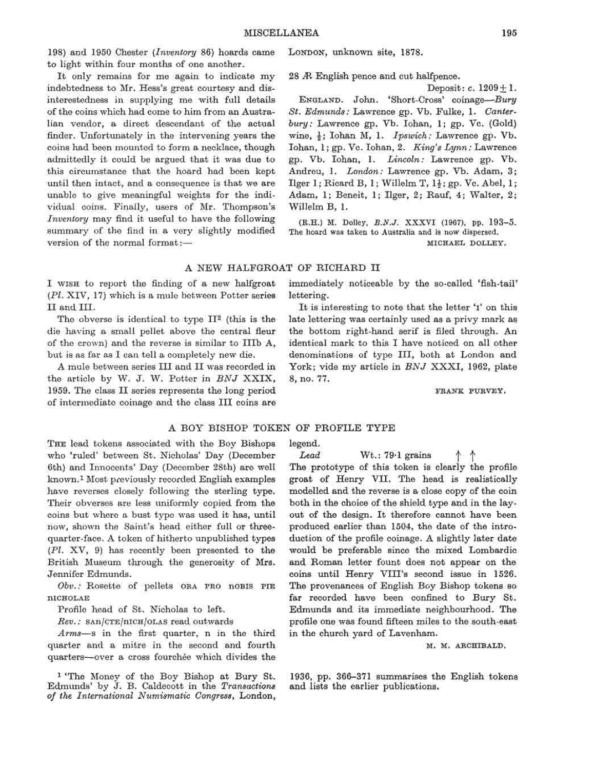198) and 1950 Chester (*Inventory* 86) hoards came to light within four months of one another.

It only remains for me again to indicate my indebtedness to Mr. Hess's great courtesy and disinterestedness in supplying me with full details of the coins which had come to him from an Australian vendor, a direct descendant of the actual finder. Unfortunately in the intervening years the coins had been mounted to form a necklace, though admittedly it could be argued that it was due to this circumstance that the hoard had been kept until then intact, and a consequence is that we are unable to give meaningful weights for the individual coins. Finally, users of Mr. Thompson's *Inventory* may find it useful to have the following summary of the find in a very slightly modified version of the normal format:—

LONDON, unknown site, 1878.

28 AR English pence and cut halfpence.

Deposit: *c.* 1209 ± 1.

ENGLAND. John. 'Short-Cross' coinage—*Bury St. Edmunds:* Lawrence gp. Vb. Fulke, 1. *Canterbury:* Lawrence gp. Vb. Iohan, 1; gp. Vc. (Gold) wine, ½; Iohan M, 1. *Ipswich:* Lawrence gp. Vb. Iohan, 1; gp. Vc. Iohan, 2. *King's Lynn:* Lawrence gp. Vb. Iohan, 1. *Lincoln:* Lawrence gp. Vb. Andreu, 1. *London:* Lawrence gp. Vb. Adam, 3; Ilger 1; Ricard B, 1; Willelm T, 1½; gp. Vc. Abel, 1; Adam, 1; Beneit, 1; Ilger, 2; Rauf, 4; Walter, 2; Willelm B, 1.

(R.H.) M. Dolley, *B.N.J.* XXXVI (1967), pp. 193–5. The hoard was taken to Australia and is now dispersed.

MICHAEL DOLLEY.

## A NEW HALFGROAT OF RICHARD II

I WISH to report the finding of a new halfgroat (*Pl.* XIV, 17) which is a mule between Potter series II and III.

The obverse is identical to type II² (this is the die having a small pellet above the central fleur of the crown) and the reverse is similar to IIIb A, but is as far as I can tell a completely new die.

A mule between series III and II was recorded in the article by W. J. W. Potter in *BNJ* XXIX, 1959. The class II series represents the long period of intermediate coinage and the class III coins are immediately noticeable by the so-called 'fish-tail' lettering.

It is interesting to note that the letter 'I' on this late lettering was certainly used as a privy mark as the bottom right-hand serif is filed through. An identical mark to this I have noticed on all other denominations of type III, both at London and York; vide my article in *BNJ* XXXI, 1962, plate 8, no. 77.

FRANK PURVEY.

## A BOY BISHOP TOKEN OF PROFILE TYPE

THE lead tokens associated with the Boy Bishops who 'ruled' between St. Nicholas' Day (December 6th) and Innocents' Day (December 28th) are well known.[1] Most previously recorded English examples have reverses closely following the sterling type. Their obverses are less uniformly copied from the coins but where a bust type was used it has, until now, shown the Saint's head either full or three-quarter-face. A token of hitherto unpublished types (*Pl.* XV, 9) has recently been presented to the British Museum through the generosity of Mrs. Jennifer Edmunds.

*Obv.:* Rosette of pellets ORA PRO NOBIS PIE NICHOLAE

Profile head of St. Nicholas to left.

*Rev.:* SAN/CTE/NICH/OLAS read outwards

*Arms*—S in the first quarter, N in the third quarter and a mitre in the second and fourth quarters—over a cross fourchée which divides the legend.

*Lead* Wt.: 79·1 grains ↑ ↑

The prototype of this token is clearly the profile groat of Henry VII. The head is realistically modelled and the reverse is a close copy of the coin both in the choice of the shield type and in the layout of the design. It therefore cannot have been produced earlier than 1504, the date of the introduction of the profile coinage. A slightly later date would be preferable since the mixed Lombardic and Roman letter fount does not appear on the coins until Henry VIII's second issue in 1526. The provenances of English Boy Bishop tokens so far recorded have been confined to Bury St. Edmunds and its immediate neighbourhood. The profile one was found fifteen miles to the south-east in the church yard of Lavenham.

M. M. ARCHIBALD.

[1] 'The Money of the Boy Bishop at Bury St. Edmunds' by J. B. Caldecott in the *Transactions of the International Numismatic Congress*, London, 1936, pp. 366–371 summarises the English tokens and lists the earlier publications.